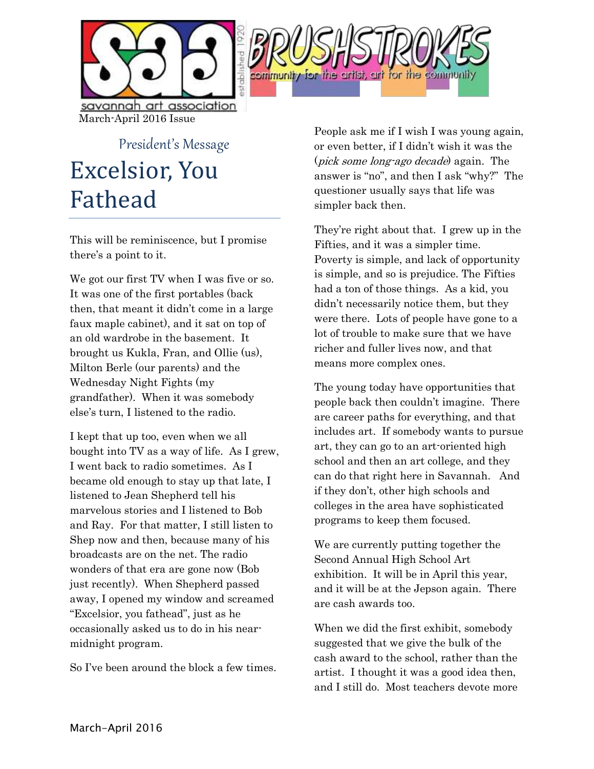savannah art association

established 1920

BRUSHSTROKES

community for the artist, art for the community

March-April 2016 Issue

President's Message

# Excelsior, You Fathead

This will be reminiscence, but I promise there's a point to it.

We got our first TV when I was five or so. It was one of the first portables (back then, that meant it didn't come in a large faux maple cabinet), and it sat on top of an old wardrobe in the basement. It brought us Kukla, Fran, and Ollie (us), Milton Berle (our parents) and the Wednesday Night Fights (my grandfather). When it was somebody else's turn, I listened to the radio.

I kept that up too, even when we all bought into TV as a way of life. As I grew, I went back to radio sometimes. As I became old enough to stay up that late, I listened to Jean Shepherd tell his marvelous stories and I listened to Bob and Ray. For that matter, I still listen to Shep now and then, because many of his broadcasts are on the net. The radio wonders of that era are gone now (Bob just recently). When Shepherd passed away, I opened my window and screamed "Excelsior, you fathead", just as he occasionally asked us to do in his near-midnight program.

So I've been around the block a few times.

People ask me if I wish I was young again, or even better, if I didn't wish it was the (*pick some long-ago decade*) again. The answer is "no", and then I ask "why?" The questioner usually says that life was simpler back then.

They're right about that. I grew up in the Fifties, and it was a simpler time. Poverty is simple, and lack of opportunity is simple, and so is prejudice. The Fifties had a ton of those things. As a kid, you didn't necessarily notice them, but they were there. Lots of people have gone to a lot of trouble to make sure that we have richer and fuller lives now, and that means more complex ones.

The young today have opportunities that people back then couldn't imagine. There are career paths for everything, and that includes art. If somebody wants to pursue art, they can go to an art-oriented high school and then an art college, and they can do that right here in Savannah. And if they don't, other high schools and colleges in the area have sophisticated programs to keep them focused.

We are currently putting together the Second Annual High School Art exhibition. It will be in April this year, and it will be at the Jepson again. There are cash awards too.

When we did the first exhibit, somebody suggested that we give the bulk of the cash award to the school, rather than the artist. I thought it was a good idea then, and I still do. Most teachers devote more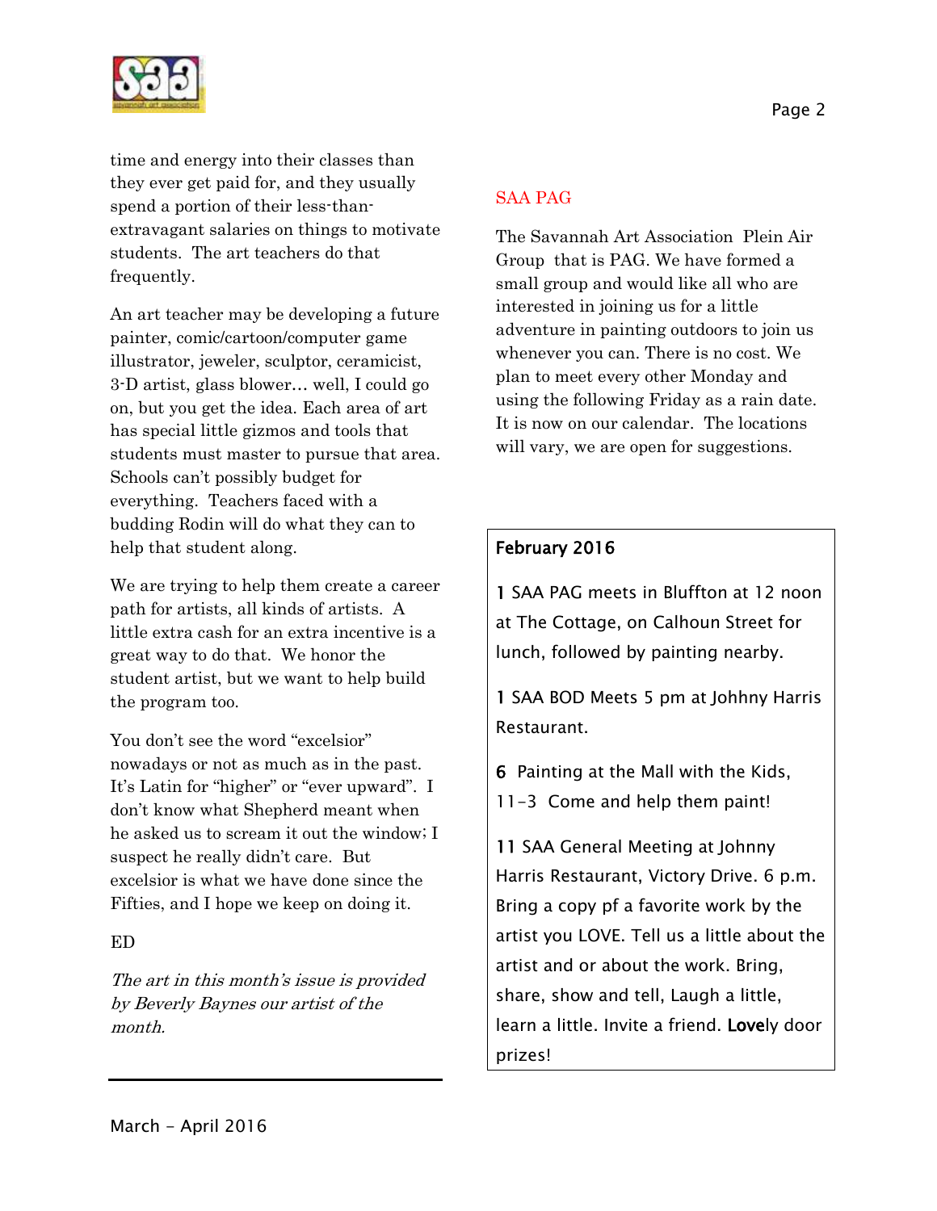time and energy into their classes than they ever get paid for, and they usually spend a portion of their less-than-extravagant salaries on things to motivate students. The art teachers do that frequently.

An art teacher may be developing a future painter, comic/cartoon/computer game illustrator, jeweler, sculptor, ceramicist, 3-D artist, glass blower… well, I could go on, but you get the idea. Each area of art has special little gizmos and tools that students must master to pursue that area. Schools can't possibly budget for everything. Teachers faced with a budding Rodin will do what they can to help that student along.

We are trying to help them create a career path for artists, all kinds of artists. A little extra cash for an extra incentive is a great way to do that. We honor the student artist, but we want to help build the program too.

You don't see the word "excelsior" nowadays or not as much as in the past. It's Latin for "higher" or "ever upward". I don't know what Shepherd meant when he asked us to scream it out the window; I suspect he really didn't care. But excelsior is what we have done since the Fifties, and I hope we keep on doing it.

ED

*The art in this month's issue is provided by Beverly Baynes our artist of the month.*

## SAA PAG

The Savannah Art Association Plein Air Group that is PAG. We have formed a small group and would like all who are interested in joining us for a little adventure in painting outdoors to join us whenever you can. There is no cost. We plan to meet every other Monday and using the following Friday as a rain date. It is now on our calendar. The locations will vary, we are open for suggestions.

### February 2016

1 SAA PAG meets in Bluffton at 12 noon at The Cottage, on Calhoun Street for lunch, followed by painting nearby.

1 SAA BOD Meets 5 pm at Johhny Harris Restaurant.

6 Painting at the Mall with the Kids, 11-3 Come and help them paint!

11 SAA General Meeting at Johnny Harris Restaurant, Victory Drive. 6 p.m. Bring a copy pf a favorite work by the artist you LOVE. Tell us a little about the artist and or about the work. Bring, share, show and tell, Laugh a little, learn a little. Invite a friend. **Love**ly door prizes!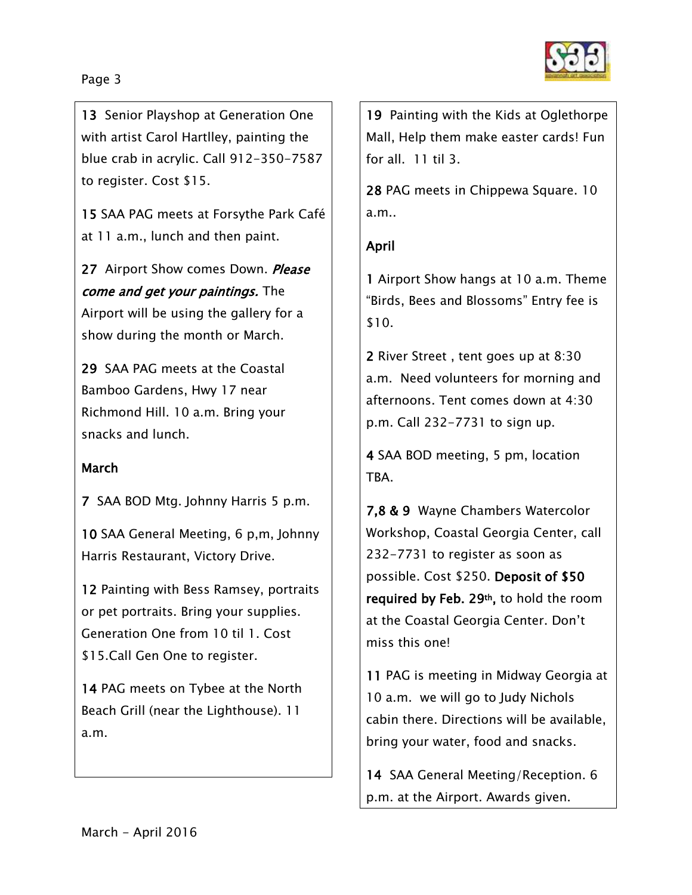**13** Senior Playshop at Generation One with artist Carol Hartlley, painting the blue crab in acrylic. Call 912-350-7587 to register. Cost $15.

**15** SAA PAG meets at Forsythe Park Café at 11 a.m., lunch and then paint.

**27** Airport Show comes Down. *Please come and get your paintings.* The Airport will be using the gallery for a show during the month or March.

**29** SAA PAG meets at the Coastal Bamboo Gardens, Hwy 17 near Richmond Hill. 10 a.m. Bring your snacks and lunch.

**March**

**7** SAA BOD Mtg. Johnny Harris 5 p.m.

**10** SAA General Meeting, 6 p,m, Johnny Harris Restaurant, Victory Drive.

**12** Painting with Bess Ramsey, portraits or pet portraits. Bring your supplies. Generation One from 10 til 1. Cost $15.Call Gen One to register.

**14** PAG meets on Tybee at the North Beach Grill (near the Lighthouse). 11 a.m.

**19** Painting with the Kids at Oglethorpe Mall, Help them make easter cards! Fun for all. 11 til 3.

**28** PAG meets in Chippewa Square. 10 a.m..

**April**

**1** Airport Show hangs at 10 a.m. Theme "Birds, Bees and Blossoms" Entry fee is $10.

**2** River Street , tent goes up at 8:30 a.m. Need volunteers for morning and afternoons. Tent comes down at 4:30 p.m. Call 232-7731 to sign up.

**4** SAA BOD meeting, 5 pm, location TBA.

**7,8 & 9** Wayne Chambers Watercolor Workshop, Coastal Georgia Center, call 232-7731 to register as soon as possible. Cost $250. **Deposit of $50 required by Feb. 29th,** to hold the room at the Coastal Georgia Center. Don't miss this one!

**11** PAG is meeting in Midway Georgia at 10 a.m. we will go to Judy Nichols cabin there. Directions will be available, bring your water, food and snacks.

**14** SAA General Meeting/Reception. 6 p.m. at the Airport. Awards given.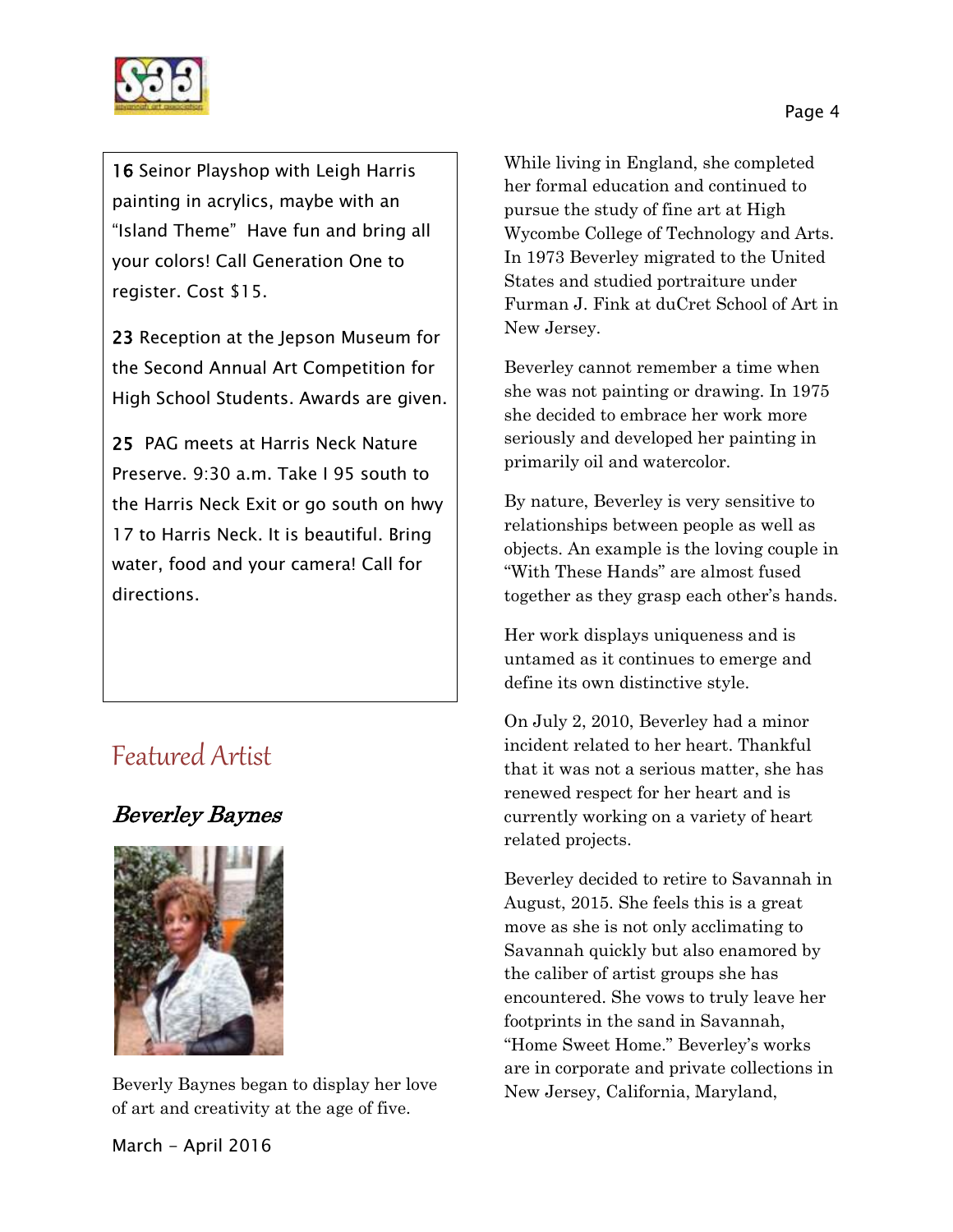**16** Seinor Playshop with Leigh Harris painting in acrylics, maybe with an "Island Theme" Have fun and bring all your colors! Call Generation One to register. Cost $15.

**23** Reception at the Jepson Museum for the Second Annual Art Competition for High School Students. Awards are given.

**25** PAG meets at Harris Neck Nature Preserve. 9:30 a.m. Take I 95 south to the Harris Neck Exit or go south on hwy 17 to Harris Neck. It is beautiful. Bring water, food and your camera! Call for directions.

## Featured Artist

### *Beverley Baynes*

Beverly Baynes began to display her love of art and creativity at the age of five.

While living in England, she completed her formal education and continued to pursue the study of fine art at High Wycombe College of Technology and Arts. In 1973 Beverley migrated to the United States and studied portraiture under Furman J. Fink at duCret School of Art in New Jersey.

Beverley cannot remember a time when she was not painting or drawing. In 1975 she decided to embrace her work more seriously and developed her painting in primarily oil and watercolor.

By nature, Beverley is very sensitive to relationships between people as well as objects. An example is the loving couple in "With These Hands" are almost fused together as they grasp each other's hands.

Her work displays uniqueness and is untamed as it continues to emerge and define its own distinctive style.

On July 2, 2010, Beverley had a minor incident related to her heart. Thankful that it was not a serious matter, she has renewed respect for her heart and is currently working on a variety of heart related projects.

Beverley decided to retire to Savannah in August, 2015. She feels this is a great move as she is not only acclimating to Savannah quickly but also enamored by the caliber of artist groups she has encountered. She vows to truly leave her footprints in the sand in Savannah, "Home Sweet Home." Beverley's works are in corporate and private collections in New Jersey, California, Maryland,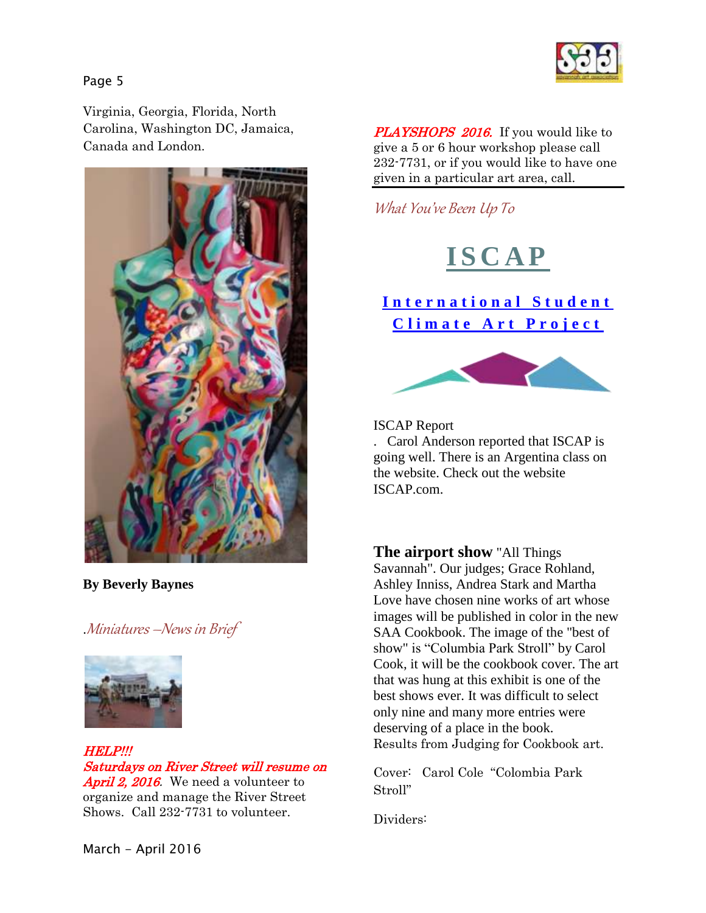Virginia, Georgia, Florida, North Carolina, Washington DC, Jamaica, Canada and London.

**By Beverly Baynes**

*.Miniatures –News in Brief*

***HELP!!!***

***Saturdays on River Street will resume on April 2, 2016.*** We need a volunteer to organize and manage the River Street Shows. Call 232-7731 to volunteer.

***PLAYSHOPS 2016.*** If you would like to give a 5 or 6 hour workshop please call 232-7731, or if you would like to have one given in a particular art area, call.

*What You've Been Up To*

# ISCAP

## International Student Climate Art Project

ISCAP Report

. Carol Anderson reported that ISCAP is going well. There is an Argentina class on the website. Check out the website ISCAP.com.

**The airport show** "All Things Savannah". Our judges; Grace Rohland, Ashley Inniss, Andrea Stark and Martha Love have chosen nine works of art whose images will be published in color in the new SAA Cookbook. The image of the "best of show" is "Columbia Park Stroll" by Carol Cook, it will be the cookbook cover. The art that was hung at this exhibit is one of the best shows ever. It was difficult to select only nine and many more entries were deserving of a place in the book.

Results from Judging for Cookbook art.

Cover: Carol Cole "Colombia Park Stroll"

Dividers:

March – April 2016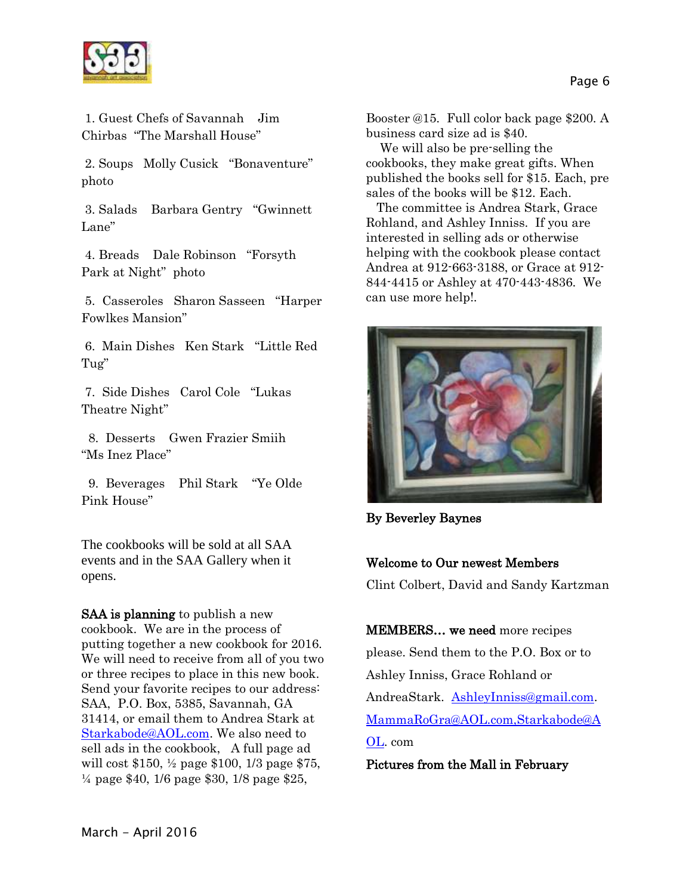1. Guest Chefs of Savannah Jim Chirbas "The Marshall House"

2. Soups Molly Cusick "Bonaventure" photo

3. Salads Barbara Gentry "Gwinnett Lane"

4. Breads Dale Robinson "Forsyth Park at Night" photo

5. Casseroles Sharon Sasseen "Harper Fowlkes Mansion"

6. Main Dishes Ken Stark "Little Red Tug"

7. Side Dishes Carol Cole "Lukas Theatre Night"

8. Desserts Gwen Frazier Smiih "Ms Inez Place"

9. Beverages Phil Stark "Ye Olde Pink House"

The cookbooks will be sold at all SAA events and in the SAA Gallery when it opens.

**SAA is planning** to publish a new cookbook. We are in the process of putting together a new cookbook for 2016. We will need to receive from all of you two or three recipes to place in this new book. Send your favorite recipes to our address: SAA, P.O. Box, 5385, Savannah, GA 31414, or email them to Andrea Stark at Starkabode@AOL.com. We also need to sell ads in the cookbook, A full page ad will cost $150, ½ page $100, 1/3 page $75, ¼ page $40, 1/6 page $30, 1/8 page $25, Booster @15. Full color back page $200. A business card size ad is $40.

We will also be pre-selling the cookbooks, they make great gifts. When published the books sell for $15. Each, pre sales of the books will be $12. Each.

The committee is Andrea Stark, Grace Rohland, and Ashley Inniss. If you are interested in selling ads or otherwise helping with the cookbook please contact Andrea at 912-663-3188, or Grace at 912-844-4415 or Ashley at 470-443-4836. We can use more help!.

**By Beverley Baynes**

**Welcome to Our newest Members**

Clint Colbert, David and Sandy Kartzman

**MEMBERS… we need** more recipes please. Send them to the P.O. Box or to Ashley Inniss, Grace Rohland or AndreaStark. AshleyInniss@gmail.com. MammaRoGra@AOL.com,Starkabode@AOL. com

**Pictures from the Mall in February**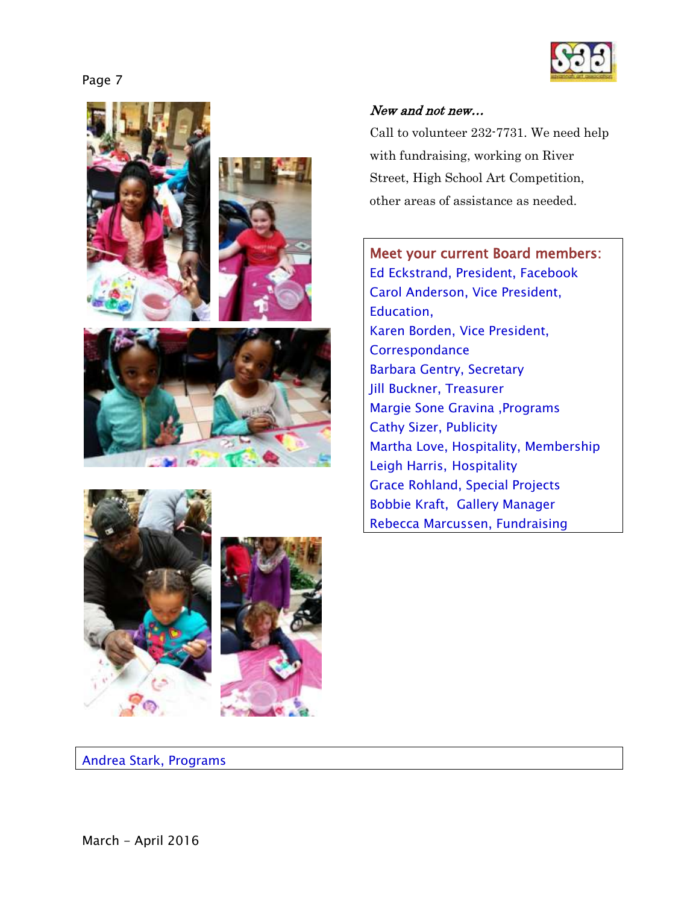*New and not new…*

Call to volunteer 232-7731. We need help with fundraising, working on River Street, High School Art Competition, other areas of assistance as needed.

**Meet your current Board members:**

Ed Eckstrand, President, Facebook
Carol Anderson, Vice President, Education,
Karen Borden, Vice President, Correspondance
Barbara Gentry, Secretary
Jill Buckner, Treasurer
Margie Sone Gravina ,Programs
Cathy Sizer, Publicity
Martha Love, Hospitality, Membership
Leigh Harris, Hospitality
Grace Rohland, Special Projects
Bobbie Kraft, Gallery Manager
Rebecca Marcussen, Fundraising

Andrea Stark, Programs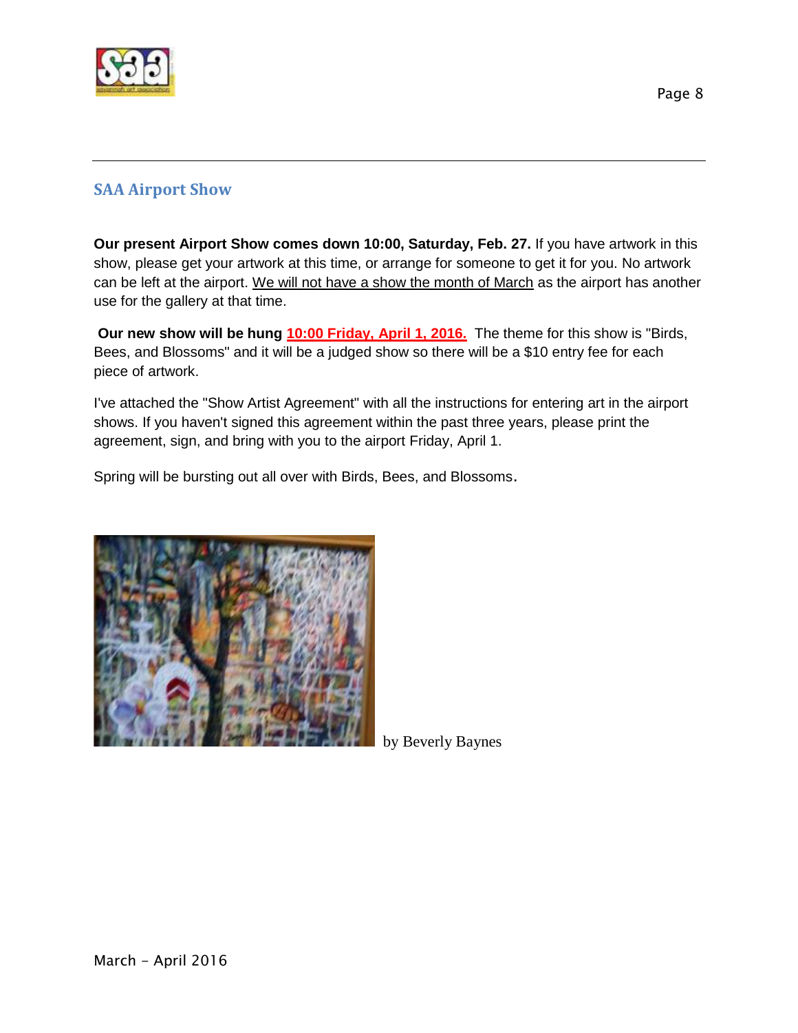## SAA Airport Show

**Our present Airport Show comes down 10:00, Saturday, Feb. 27.** If you have artwork in this show, please get your artwork at this time, or arrange for someone to get it for you. No artwork can be left at the airport. We will not have a show the month of March as the airport has another use for the gallery at that time.

**Our new show will be hung 10:00 Friday, April 1, 2016.** The theme for this show is "Birds, Bees, and Blossoms" and it will be a judged show so there will be a $10 entry fee for each piece of artwork.

I've attached the "Show Artist Agreement" with all the instructions for entering art in the airport shows. If you haven't signed this agreement within the past three years, please print the agreement, sign, and bring with you to the airport Friday, April 1.

Spring will be bursting out all over with Birds, Bees, and Blossoms.

by Beverly Baynes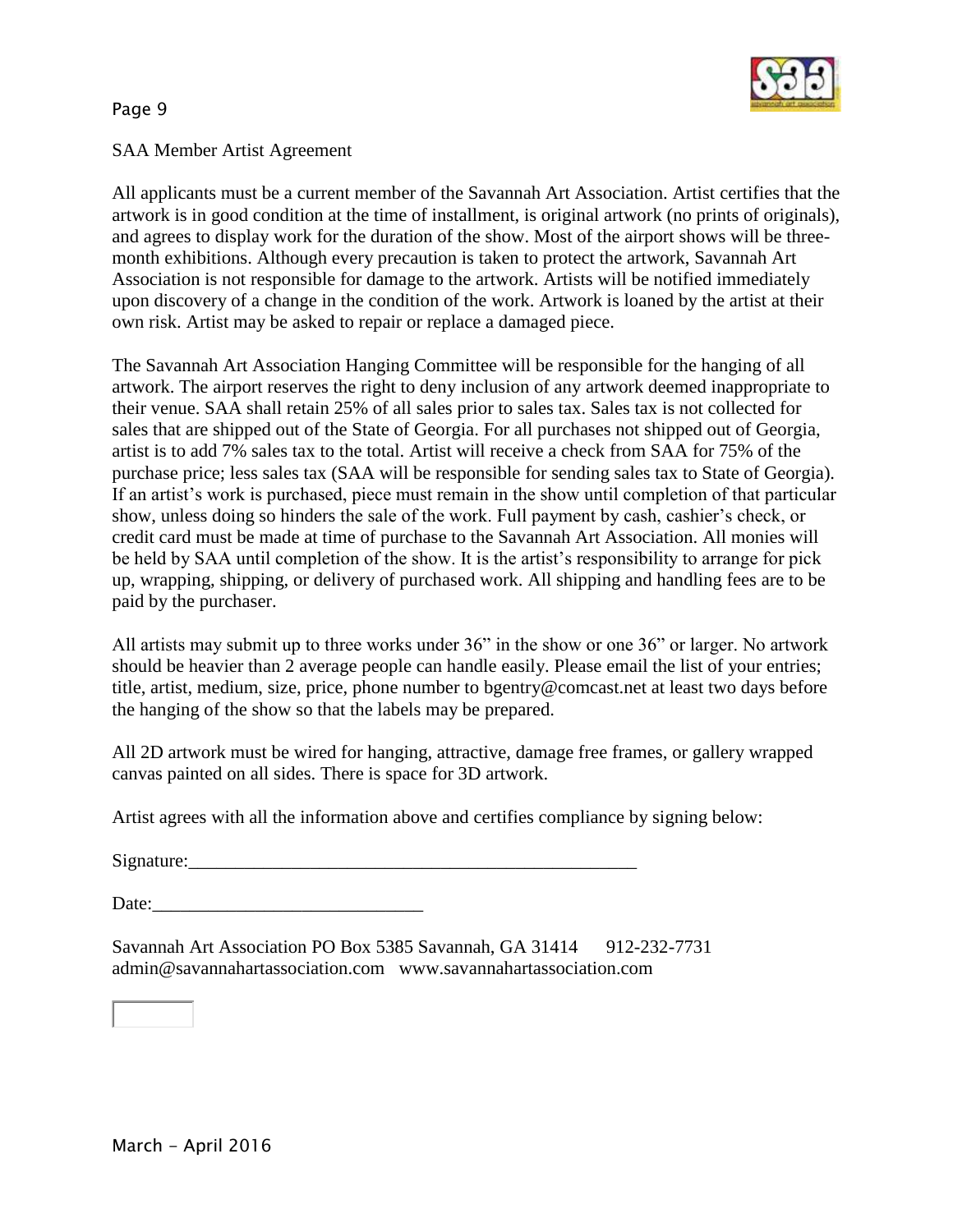SAA Member Artist Agreement

All applicants must be a current member of the Savannah Art Association. Artist certifies that the artwork is in good condition at the time of installment, is original artwork (no prints of originals), and agrees to display work for the duration of the show. Most of the airport shows will be three-month exhibitions. Although every precaution is taken to protect the artwork, Savannah Art Association is not responsible for damage to the artwork. Artists will be notified immediately upon discovery of a change in the condition of the work. Artwork is loaned by the artist at their own risk. Artist may be asked to repair or replace a damaged piece.

The Savannah Art Association Hanging Committee will be responsible for the hanging of all artwork. The airport reserves the right to deny inclusion of any artwork deemed inappropriate to their venue. SAA shall retain 25% of all sales prior to sales tax. Sales tax is not collected for sales that are shipped out of the State of Georgia. For all purchases not shipped out of Georgia, artist is to add 7% sales tax to the total. Artist will receive a check from SAA for 75% of the purchase price; less sales tax (SAA will be responsible for sending sales tax to State of Georgia). If an artist's work is purchased, piece must remain in the show until completion of that particular show, unless doing so hinders the sale of the work. Full payment by cash, cashier's check, or credit card must be made at time of purchase to the Savannah Art Association. All monies will be held by SAA until completion of the show. It is the artist's responsibility to arrange for pick up, wrapping, shipping, or delivery of purchased work. All shipping and handling fees are to be paid by the purchaser.

All artists may submit up to three works under 36" in the show or one 36" or larger. No artwork should be heavier than 2 average people can handle easily. Please email the list of your entries; title, artist, medium, size, price, phone number to bgentry@comcast.net at least two days before the hanging of the show so that the labels may be prepared.

All 2D artwork must be wired for hanging, attractive, damage free frames, or gallery wrapped canvas painted on all sides. There is space for 3D artwork.

Artist agrees with all the information above and certifies compliance by signing below:

Signature:_________________________________________________

Date:_____________________________

Savannah Art Association PO Box 5385 Savannah, GA 31414 912-232-7731
admin@savannahartassociation.com www.savannahartassociation.com